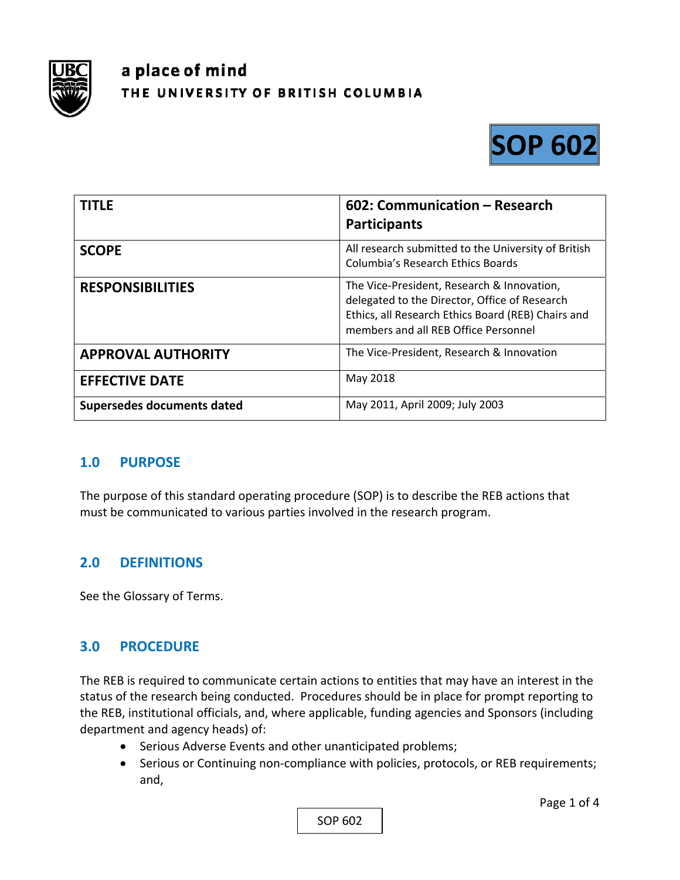a place of mind
THE UNIVERSITY OF BRITISH COLUMBIA

# SOP 602

| TITLE | 602: Communication – Research Participants |
|---|---|
| SCOPE | All research submitted to the University of British Columbia's Research Ethics Boards |
| RESPONSIBILITIES | The Vice-President, Research & Innovation, delegated to the Director, Office of Research Ethics, all Research Ethics Board (REB) Chairs and members and all REB Office Personnel |
| APPROVAL AUTHORITY | The Vice-President, Research & Innovation |
| EFFECTIVE DATE | May 2018 |
| Supersedes documents dated | May 2011, April 2009; July 2003 |

## 1.0 PURPOSE

The purpose of this standard operating procedure (SOP) is to describe the REB actions that must be communicated to various parties involved in the research program.

## 2.0 DEFINITIONS

See the Glossary of Terms.

## 3.0 PROCEDURE

The REB is required to communicate certain actions to entities that may have an interest in the status of the research being conducted. Procedures should be in place for prompt reporting to the REB, institutional officials, and, where applicable, funding agencies and Sponsors (including department and agency heads) of:

- Serious Adverse Events and other unanticipated problems;
- Serious or Continuing non-compliance with policies, protocols, or REB requirements; and,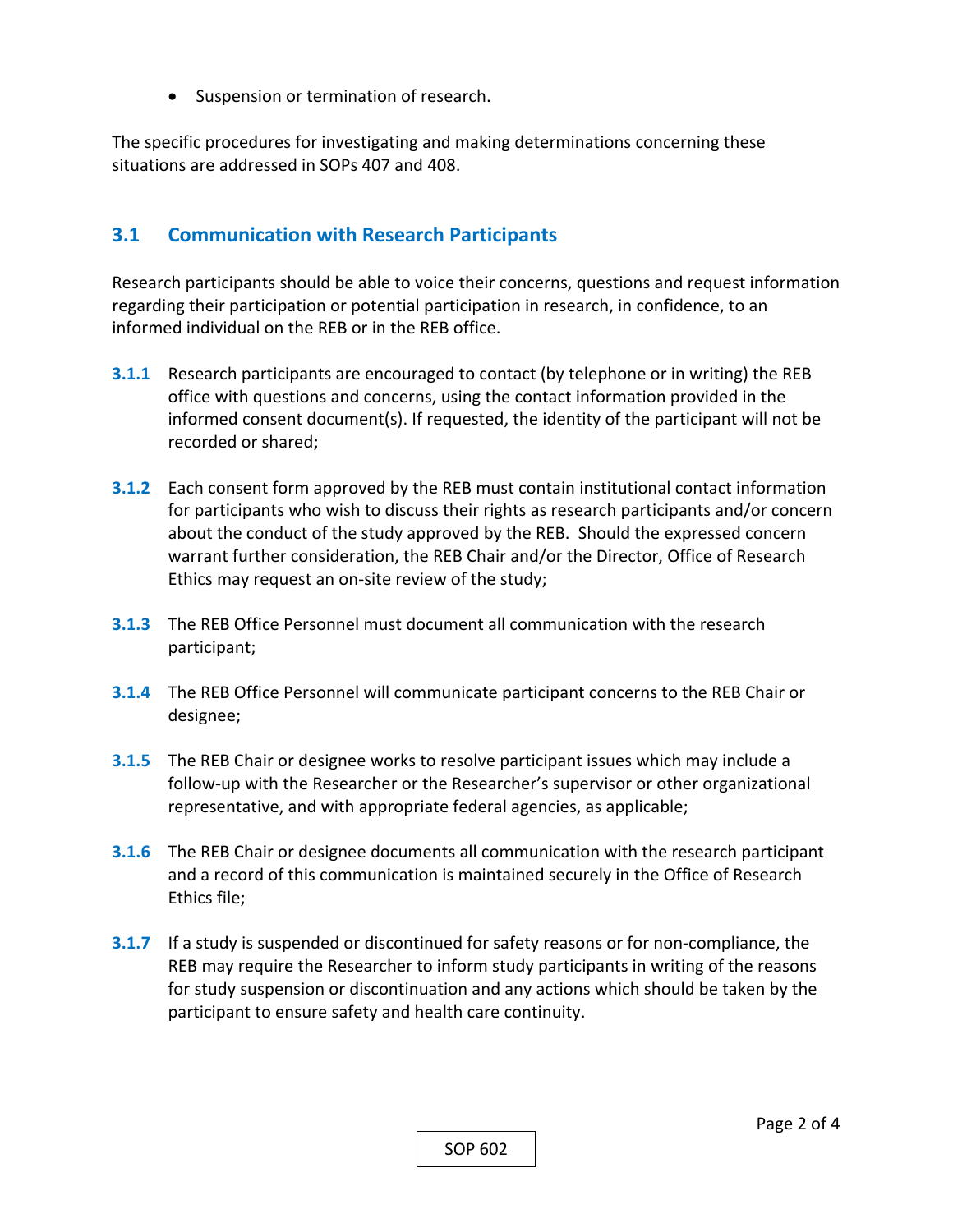- Suspension or termination of research.

The specific procedures for investigating and making determinations concerning these situations are addressed in SOPs 407 and 408.

## 3.1 Communication with Research Participants

Research participants should be able to voice their concerns, questions and request information regarding their participation or potential participation in research, in confidence, to an informed individual on the REB or in the REB office.

**3.1.1** Research participants are encouraged to contact (by telephone or in writing) the REB office with questions and concerns, using the contact information provided in the informed consent document(s). If requested, the identity of the participant will not be recorded or shared;

**3.1.2** Each consent form approved by the REB must contain institutional contact information for participants who wish to discuss their rights as research participants and/or concern about the conduct of the study approved by the REB. Should the expressed concern warrant further consideration, the REB Chair and/or the Director, Office of Research Ethics may request an on-site review of the study;

**3.1.3** The REB Office Personnel must document all communication with the research participant;

**3.1.4** The REB Office Personnel will communicate participant concerns to the REB Chair or designee;

**3.1.5** The REB Chair or designee works to resolve participant issues which may include a follow-up with the Researcher or the Researcher's supervisor or other organizational representative, and with appropriate federal agencies, as applicable;

**3.1.6** The REB Chair or designee documents all communication with the research participant and a record of this communication is maintained securely in the Office of Research Ethics file;

**3.1.7** If a study is suspended or discontinued for safety reasons or for non-compliance, the REB may require the Researcher to inform study participants in writing of the reasons for study suspension or discontinuation and any actions which should be taken by the participant to ensure safety and health care continuity.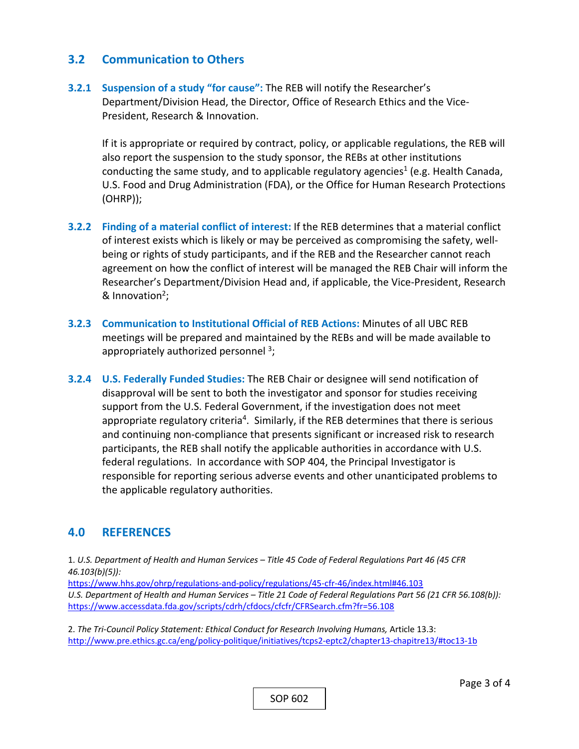## 3.2 Communication to Others

**3.2.1 Suspension of a study "for cause":** The REB will notify the Researcher's Department/Division Head, the Director, Office of Research Ethics and the Vice-President, Research & Innovation.

If it is appropriate or required by contract, policy, or applicable regulations, the REB will also report the suspension to the study sponsor, the REBs at other institutions conducting the same study, and to applicable regulatory agencies[1] (e.g. Health Canada, U.S. Food and Drug Administration (FDA), or the Office for Human Research Protections (OHRP));

**3.2.2 Finding of a material conflict of interest:** If the REB determines that a material conflict of interest exists which is likely or may be perceived as compromising the safety, well-being or rights of study participants, and if the REB and the Researcher cannot reach agreement on how the conflict of interest will be managed the REB Chair will inform the Researcher's Department/Division Head and, if applicable, the Vice-President, Research & Innovation[2];

**3.2.3 Communication to Institutional Official of REB Actions:** Minutes of all UBC REB meetings will be prepared and maintained by the REBs and will be made available to appropriately authorized personnel [3];

**3.2.4 U.S. Federally Funded Studies:** The REB Chair or designee will send notification of disapproval will be sent to both the investigator and sponsor for studies receiving support from the U.S. Federal Government, if the investigation does not meet appropriate regulatory criteria[4]. Similarly, if the REB determines that there is serious and continuing non-compliance that presents significant or increased risk to research participants, the REB shall notify the applicable authorities in accordance with U.S. federal regulations. In accordance with SOP 404, the Principal Investigator is responsible for reporting serious adverse events and other unanticipated problems to the applicable regulatory authorities.

## 4.0 REFERENCES

1. *U.S. Department of Health and Human Services – Title 45 Code of Federal Regulations Part 46 (45 CFR 46.103(b)(5)):*
https://www.hhs.gov/ohrp/regulations-and-policy/regulations/45-cfr-46/index.html#46.103
*U.S. Department of Health and Human Services – Title 21 Code of Federal Regulations Part 56 (21 CFR 56.108(b)):*
https://www.accessdata.fda.gov/scripts/cdrh/cfdocs/cfcfr/CFRSearch.cfm?fr=56.108

2. *The Tri-Council Policy Statement: Ethical Conduct for Research Involving Humans,* Article 13.3:
http://www.pre.ethics.gc.ca/eng/policy-politique/initiatives/tcps2-eptc2/chapter13-chapitre13/#toc13-1b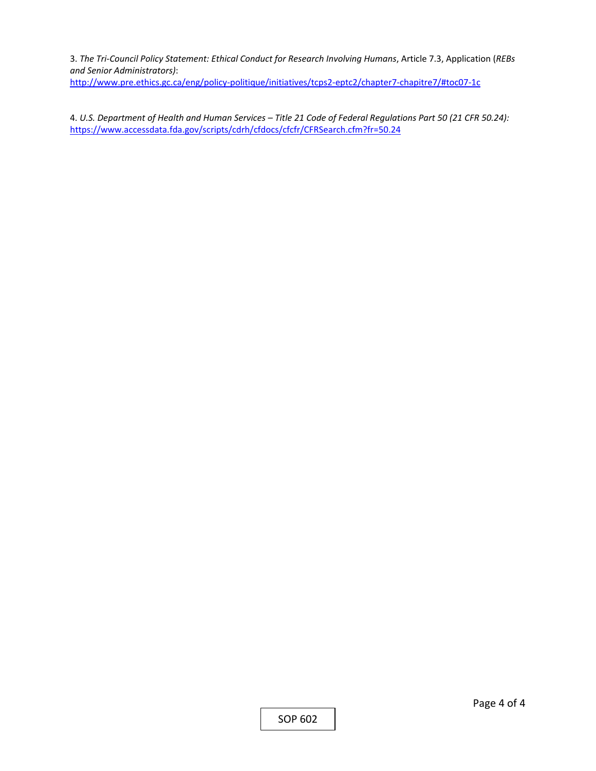3. *The Tri-Council Policy Statement: Ethical Conduct for Research Involving Humans*, Article 7.3, Application (*REBs and Senior Administrators)*:
http://www.pre.ethics.gc.ca/eng/policy-politique/initiatives/tcps2-eptc2/chapter7-chapitre7/#toc07-1c

4. *U.S. Department of Health and Human Services – Title 21 Code of Federal Regulations Part 50 (21 CFR 50.24):*
https://www.accessdata.fda.gov/scripts/cdrh/cfdocs/cfcfr/CFRSearch.cfm?fr=50.24